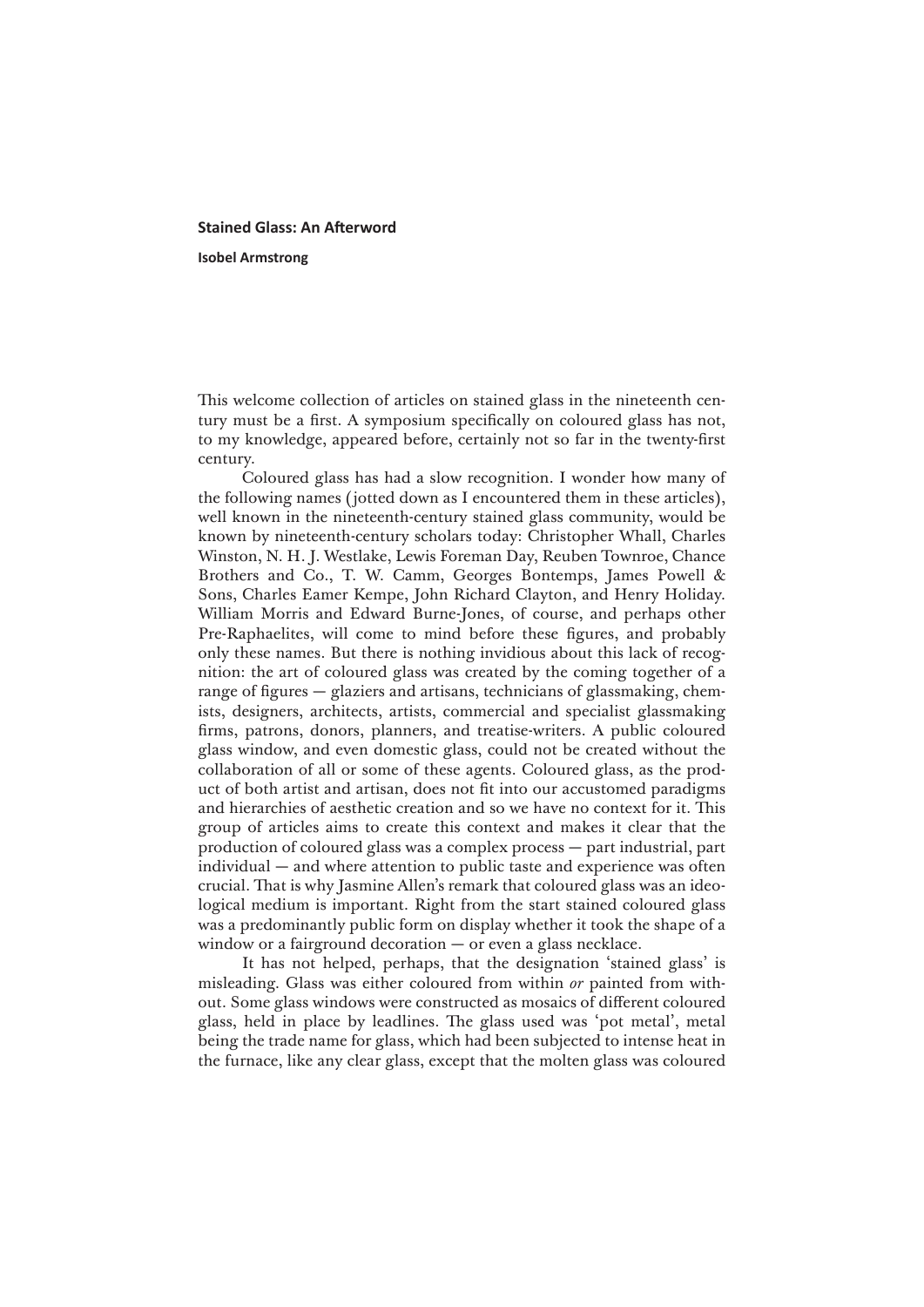# Stained Glass: An Afterword

**Isobel Armstrong**

This welcome collection of articles on stained glass in the nineteenth century must be a first. A symposium specifically on coloured glass has not, to my knowledge, appeared before, certainly not so far in the twenty-first century.

Coloured glass has had a slow recognition. I wonder how many of the following names (jotted down as I encountered them in these articles), well known in the nineteenth-century stained glass community, would be known by nineteenth-century scholars today: Christopher Whall, Charles Winston, N. H. J. Westlake, Lewis Foreman Day, Reuben Townroe, Chance Brothers and Co., T. W. Camm, Georges Bontemps, James Powell & Sons, Charles Eamer Kempe, John Richard Clayton, and Henry Holiday. William Morris and Edward Burne-Jones, of course, and perhaps other Pre-Raphaelites, will come to mind before these figures, and probably only these names. But there is nothing invidious about this lack of recognition: the art of coloured glass was created by the coming together of a range of figures — glaziers and artisans, technicians of glassmaking, chemists, designers, architects, artists, commercial and specialist glassmaking firms, patrons, donors, planners, and treatise-writers. A public coloured glass window, and even domestic glass, could not be created without the collaboration of all or some of these agents. Coloured glass, as the product of both artist and artisan, does not fit into our accustomed paradigms and hierarchies of aesthetic creation and so we have no context for it. This group of articles aims to create this context and makes it clear that the production of coloured glass was a complex process — part industrial, part individual — and where attention to public taste and experience was often crucial. That is why Jasmine Allen's remark that coloured glass was an ideological medium is important. Right from the start stained coloured glass was a predominantly public form on display whether it took the shape of a window or a fairground decoration — or even a glass necklace.

It has not helped, perhaps, that the designation 'stained glass' is misleading. Glass was either coloured from within *or* painted from without. Some glass windows were constructed as mosaics of different coloured glass, held in place by leadlines. The glass used was 'pot metal', metal being the trade name for glass, which had been subjected to intense heat in the furnace, like any clear glass, except that the molten glass was coloured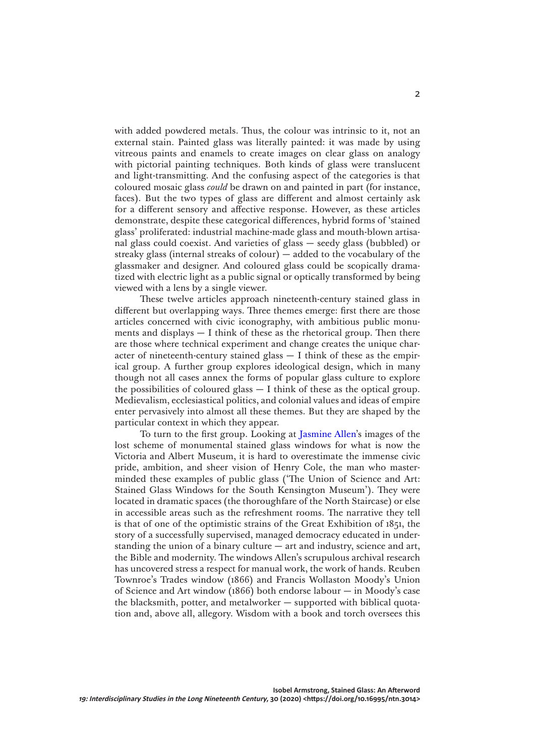with added powdered metals. Thus, the colour was intrinsic to it, not an external stain. Painted glass was literally painted: it was made by using vitreous paints and enamels to create images on clear glass on analogy with pictorial painting techniques. Both kinds of glass were translucent and light-transmitting. And the confusing aspect of the categories is that coloured mosaic glass *could* be drawn on and painted in part (for instance, faces). But the two types of glass are different and almost certainly ask for a different sensory and affective response. However, as these articles demonstrate, despite these categorical differences, hybrid forms of 'stained glass' proliferated: industrial machine-made glass and mouth-blown artisanal glass could coexist. And varieties of glass — seedy glass (bubbled) or streaky glass (internal streaks of colour) — added to the vocabulary of the glassmaker and designer. And coloured glass could be scopically dramatized with electric light as a public signal or optically transformed by being viewed with a lens by a single viewer.

These twelve articles approach nineteenth-century stained glass in different but overlapping ways. Three themes emerge: first there are those articles concerned with civic iconography, with ambitious public monuments and displays — I think of these as the rhetorical group. Then there are those where technical experiment and change creates the unique character of nineteenth-century stained glass — I think of these as the empirical group. A further group explores ideological design, which in many though not all cases annex the forms of popular glass culture to explore the possibilities of coloured glass — I think of these as the optical group. Medievalism, ecclesiastical politics, and colonial values and ideas of empire enter pervasively into almost all these themes. But they are shaped by the particular context in which they appear.

To turn to the first group. Looking at Jasmine Allen's images of the lost scheme of monumental stained glass windows for what is now the Victoria and Albert Museum, it is hard to overestimate the immense civic pride, ambition, and sheer vision of Henry Cole, the man who masterminded these examples of public glass ('The Union of Science and Art: Stained Glass Windows for the South Kensington Museum'). They were located in dramatic spaces (the thoroughfare of the North Staircase) or else in accessible areas such as the refreshment rooms. The narrative they tell is that of one of the optimistic strains of the Great Exhibition of 1851, the story of a successfully supervised, managed democracy educated in understanding the union of a binary culture — art and industry, science and art, the Bible and modernity. The windows Allen's scrupulous archival research has uncovered stress a respect for manual work, the work of hands. Reuben Townroe's Trades window (1866) and Francis Wollaston Moody's Union of Science and Art window (1866) both endorse labour — in Moody's case the blacksmith, potter, and metalworker — supported with biblical quotation and, above all, allegory. Wisdom with a book and torch oversees this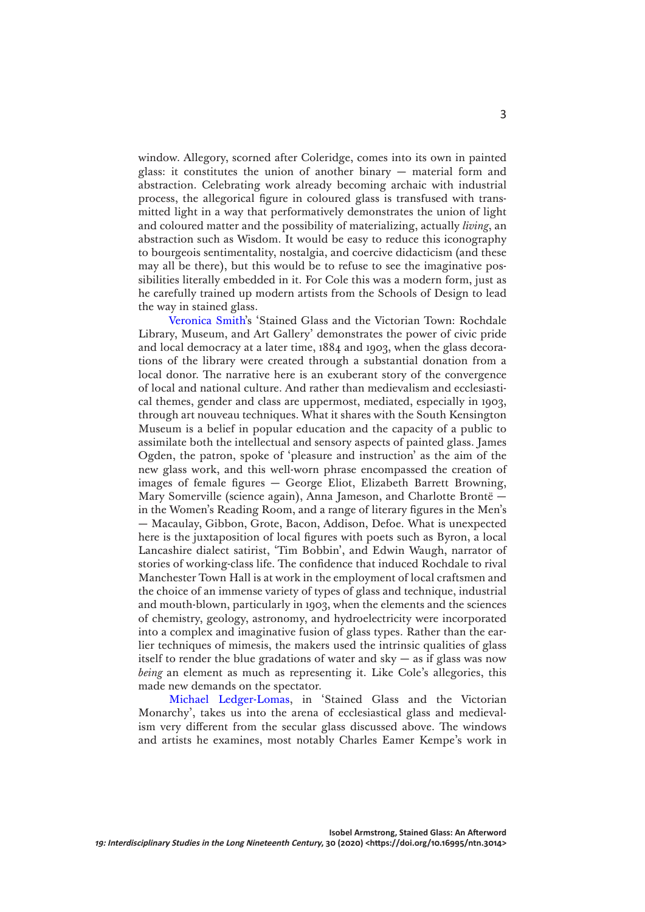window. Allegory, scorned after Coleridge, comes into its own in painted glass: it constitutes the union of another binary — material form and abstraction. Celebrating work already becoming archaic with industrial process, the allegorical figure in coloured glass is transfused with transmitted light in a way that performatively demonstrates the union of light and coloured matter and the possibility of materializing, actually *living*, an abstraction such as Wisdom. It would be easy to reduce this iconography to bourgeois sentimentality, nostalgia, and coercive didacticism (and these may all be there), but this would be to refuse to see the imaginative possibilities literally embedded in it. For Cole this was a modern form, just as he carefully trained up modern artists from the Schools of Design to lead the way in stained glass.

Veronica Smith's 'Stained Glass and the Victorian Town: Rochdale Library, Museum, and Art Gallery' demonstrates the power of civic pride and local democracy at a later time, 1884 and 1903, when the glass decorations of the library were created through a substantial donation from a local donor. The narrative here is an exuberant story of the convergence of local and national culture. And rather than medievalism and ecclesiastical themes, gender and class are uppermost, mediated, especially in 1903, through art nouveau techniques. What it shares with the South Kensington Museum is a belief in popular education and the capacity of a public to assimilate both the intellectual and sensory aspects of painted glass. James Ogden, the patron, spoke of 'pleasure and instruction' as the aim of the new glass work, and this well-worn phrase encompassed the creation of images of female figures — George Eliot, Elizabeth Barrett Browning, Mary Somerville (science again), Anna Jameson, and Charlotte Brontë — in the Women's Reading Room, and a range of literary figures in the Men's — Macaulay, Gibbon, Grote, Bacon, Addison, Defoe. What is unexpected here is the juxtaposition of local figures with poets such as Byron, a local Lancashire dialect satirist, 'Tim Bobbin', and Edwin Waugh, narrator of stories of working-class life. The confidence that induced Rochdale to rival Manchester Town Hall is at work in the employment of local craftsmen and the choice of an immense variety of types of glass and technique, industrial and mouth-blown, particularly in 1903, when the elements and the sciences of chemistry, geology, astronomy, and hydroelectricity were incorporated into a complex and imaginative fusion of glass types. Rather than the earlier techniques of mimesis, the makers used the intrinsic qualities of glass itself to render the blue gradations of water and sky — as if glass was now *being* an element as much as representing it. Like Cole's allegories, this made new demands on the spectator.

Michael Ledger-Lomas, in 'Stained Glass and the Victorian Monarchy', takes us into the arena of ecclesiastical glass and medievalism very different from the secular glass discussed above. The windows and artists he examines, most notably Charles Eamer Kempe's work in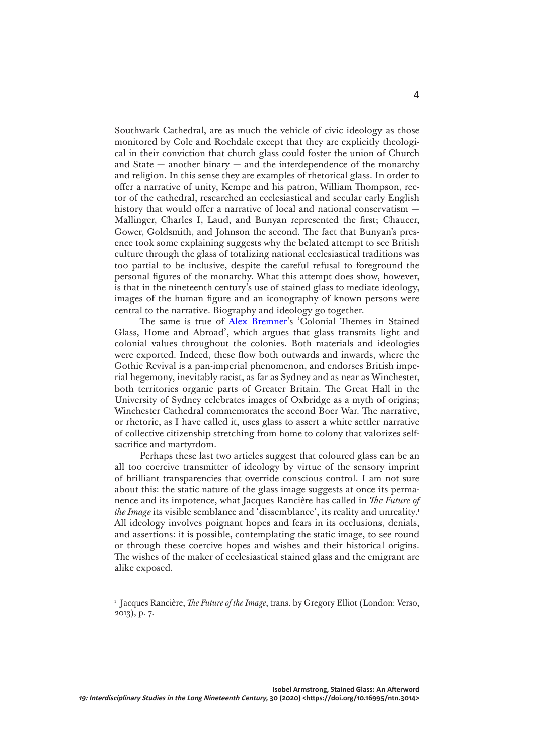Southwark Cathedral, are as much the vehicle of civic ideology as those monitored by Cole and Rochdale except that they are explicitly theological in their conviction that church glass could foster the union of Church and State — another binary — and the interdependence of the monarchy and religion. In this sense they are examples of rhetorical glass. In order to offer a narrative of unity, Kempe and his patron, William Thompson, rector of the cathedral, researched an ecclesiastical and secular early English history that would offer a narrative of local and national conservatism — Mallinger, Charles I, Laud, and Bunyan represented the first; Chaucer, Gower, Goldsmith, and Johnson the second. The fact that Bunyan's presence took some explaining suggests why the belated attempt to see British culture through the glass of totalizing national ecclesiastical traditions was too partial to be inclusive, despite the careful refusal to foreground the personal figures of the monarchy. What this attempt does show, however, is that in the nineteenth century's use of stained glass to mediate ideology, images of the human figure and an iconography of known persons were central to the narrative. Biography and ideology go together.

The same is true of Alex Bremner's 'Colonial Themes in Stained Glass, Home and Abroad', which argues that glass transmits light and colonial values throughout the colonies. Both materials and ideologies were exported. Indeed, these flow both outwards and inwards, where the Gothic Revival is a pan-imperial phenomenon, and endorses British imperial hegemony, inevitably racist, as far as Sydney and as near as Winchester, both territories organic parts of Greater Britain. The Great Hall in the University of Sydney celebrates images of Oxbridge as a myth of origins; Winchester Cathedral commemorates the second Boer War. The narrative, or rhetoric, as I have called it, uses glass to assert a white settler narrative of collective citizenship stretching from home to colony that valorizes self-sacrifice and martyrdom.

Perhaps these last two articles suggest that coloured glass can be an all too coercive transmitter of ideology by virtue of the sensory imprint of brilliant transparencies that override conscious control. I am not sure about this: the static nature of the glass image suggests at once its permanence and its impotence, what Jacques Rancière has called in *The Future of the Image* its visible semblance and 'dissemblance', its reality and unreality.[1] All ideology involves poignant hopes and fears in its occlusions, denials, and assertions: it is possible, contemplating the static image, to see round or through these coercive hopes and wishes and their historical origins. The wishes of the maker of ecclesiastical stained glass and the emigrant are alike exposed.

---

[1] Jacques Rancière, *The Future of the Image*, trans. by Gregory Elliot (London: Verso, 2013), p. 7.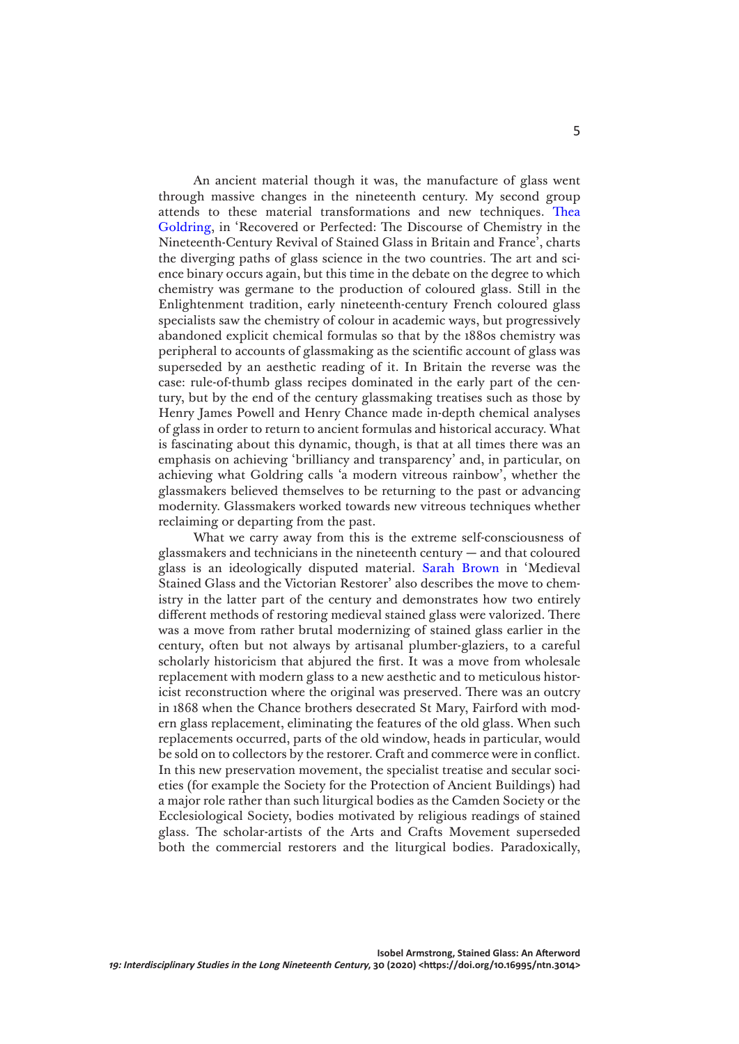An ancient material though it was, the manufacture of glass went through massive changes in the nineteenth century. My second group attends to these material transformations and new techniques. Thea Goldring, in 'Recovered or Perfected: The Discourse of Chemistry in the Nineteenth-Century Revival of Stained Glass in Britain and France', charts the diverging paths of glass science in the two countries. The art and science binary occurs again, but this time in the debate on the degree to which chemistry was germane to the production of coloured glass. Still in the Enlightenment tradition, early nineteenth-century French coloured glass specialists saw the chemistry of colour in academic ways, but progressively abandoned explicit chemical formulas so that by the 1880s chemistry was peripheral to accounts of glassmaking as the scientific account of glass was superseded by an aesthetic reading of it. In Britain the reverse was the case: rule-of-thumb glass recipes dominated in the early part of the century, but by the end of the century glassmaking treatises such as those by Henry James Powell and Henry Chance made in-depth chemical analyses of glass in order to return to ancient formulas and historical accuracy. What is fascinating about this dynamic, though, is that at all times there was an emphasis on achieving 'brilliancy and transparency' and, in particular, on achieving what Goldring calls 'a modern vitreous rainbow', whether the glassmakers believed themselves to be returning to the past or advancing modernity. Glassmakers worked towards new vitreous techniques whether reclaiming or departing from the past.

What we carry away from this is the extreme self-consciousness of glassmakers and technicians in the nineteenth century — and that coloured glass is an ideologically disputed material. Sarah Brown in 'Medieval Stained Glass and the Victorian Restorer' also describes the move to chemistry in the latter part of the century and demonstrates how two entirely different methods of restoring medieval stained glass were valorized. There was a move from rather brutal modernizing of stained glass earlier in the century, often but not always by artisanal plumber-glaziers, to a careful scholarly historicism that abjured the first. It was a move from wholesale replacement with modern glass to a new aesthetic and to meticulous historicist reconstruction where the original was preserved. There was an outcry in 1868 when the Chance brothers desecrated St Mary, Fairford with modern glass replacement, eliminating the features of the old glass. When such replacements occurred, parts of the old window, heads in particular, would be sold on to collectors by the restorer. Craft and commerce were in conflict. In this new preservation movement, the specialist treatise and secular societies (for example the Society for the Protection of Ancient Buildings) had a major role rather than such liturgical bodies as the Camden Society or the Ecclesiological Society, bodies motivated by religious readings of stained glass. The scholar-artists of the Arts and Crafts Movement superseded both the commercial restorers and the liturgical bodies. Paradoxically,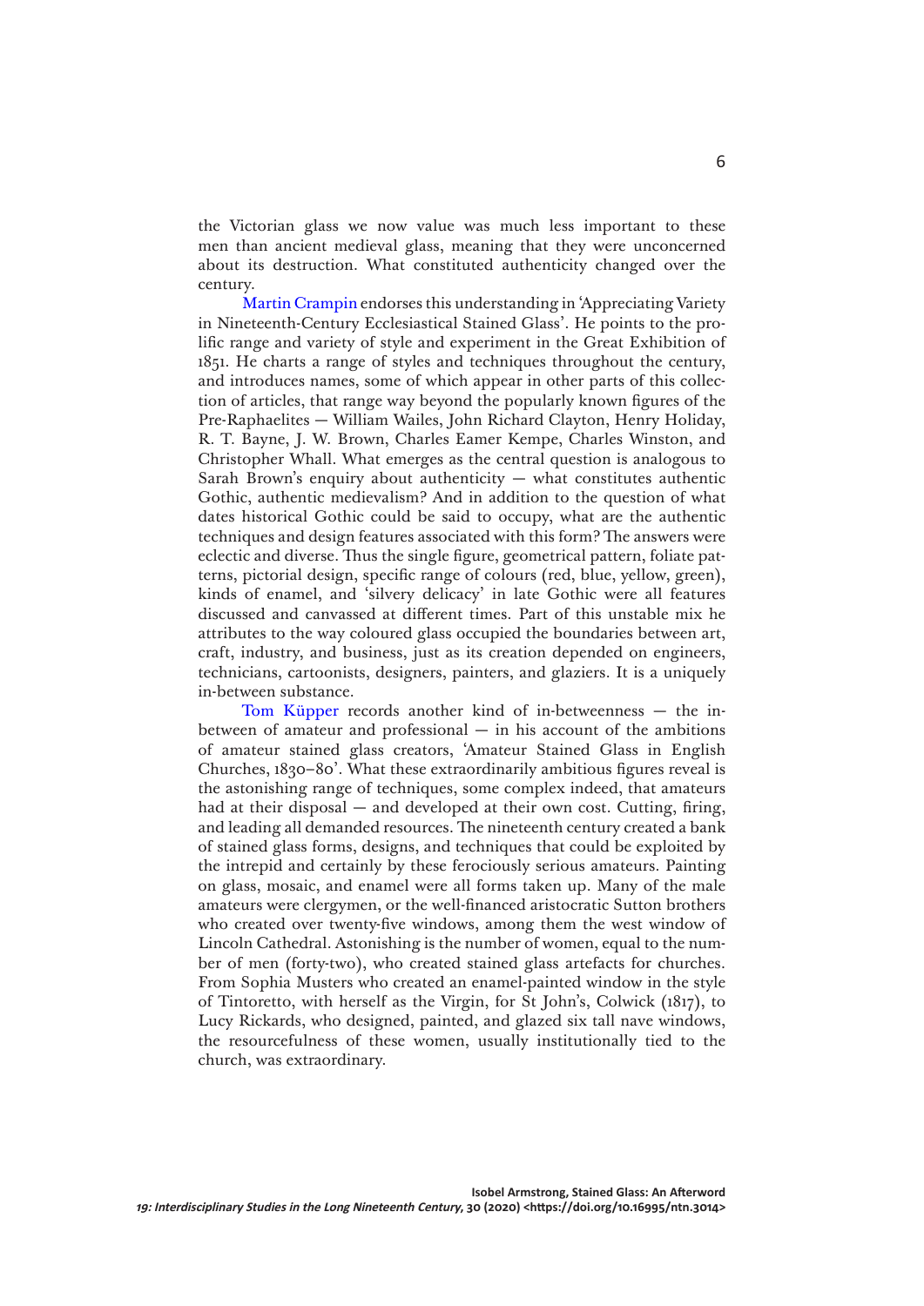the Victorian glass we now value was much less important to these men than ancient medieval glass, meaning that they were unconcerned about its destruction. What constituted authenticity changed over the century.

Martin Crampin endorses this understanding in 'Appreciating Variety in Nineteenth-Century Ecclesiastical Stained Glass'. He points to the prolific range and variety of style and experiment in the Great Exhibition of 1851. He charts a range of styles and techniques throughout the century, and introduces names, some of which appear in other parts of this collection of articles, that range way beyond the popularly known figures of the Pre-Raphaelites — William Wailes, John Richard Clayton, Henry Holiday, R. T. Bayne, J. W. Brown, Charles Eamer Kempe, Charles Winston, and Christopher Whall. What emerges as the central question is analogous to Sarah Brown's enquiry about authenticity — what constitutes authentic Gothic, authentic medievalism? And in addition to the question of what dates historical Gothic could be said to occupy, what are the authentic techniques and design features associated with this form? The answers were eclectic and diverse. Thus the single figure, geometrical pattern, foliate patterns, pictorial design, specific range of colours (red, blue, yellow, green), kinds of enamel, and 'silvery delicacy' in late Gothic were all features discussed and canvassed at different times. Part of this unstable mix he attributes to the way coloured glass occupied the boundaries between art, craft, industry, and business, just as its creation depended on engineers, technicians, cartoonists, designers, painters, and glaziers. It is a uniquely in-between substance.

Tom Küpper records another kind of in-betweenness — the in-between of amateur and professional — in his account of the ambitions of amateur stained glass creators, 'Amateur Stained Glass in English Churches, 1830–80'. What these extraordinarily ambitious figures reveal is the astonishing range of techniques, some complex indeed, that amateurs had at their disposal — and developed at their own cost. Cutting, firing, and leading all demanded resources. The nineteenth century created a bank of stained glass forms, designs, and techniques that could be exploited by the intrepid and certainly by these ferociously serious amateurs. Painting on glass, mosaic, and enamel were all forms taken up. Many of the male amateurs were clergymen, or the well-financed aristocratic Sutton brothers who created over twenty-five windows, among them the west window of Lincoln Cathedral. Astonishing is the number of women, equal to the number of men (forty-two), who created stained glass artefacts for churches. From Sophia Musters who created an enamel-painted window in the style of Tintoretto, with herself as the Virgin, for St John's, Colwick (1817), to Lucy Rickards, who designed, painted, and glazed six tall nave windows, the resourcefulness of these women, usually institutionally tied to the church, was extraordinary.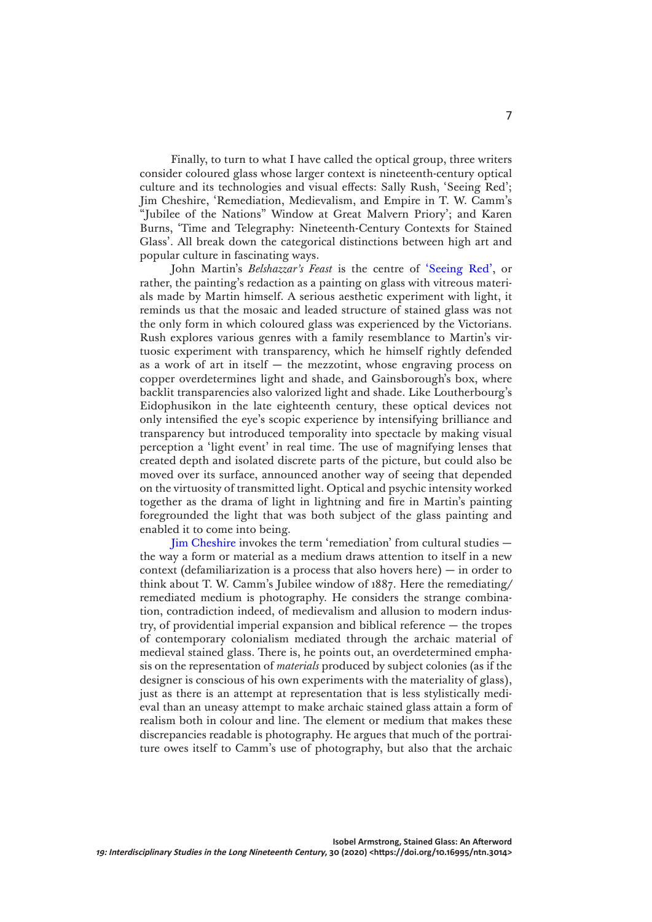Finally, to turn to what I have called the optical group, three writers consider coloured glass whose larger context is nineteenth-century optical culture and its technologies and visual effects: Sally Rush, 'Seeing Red'; Jim Cheshire, 'Remediation, Medievalism, and Empire in T. W. Camm's "Jubilee of the Nations" Window at Great Malvern Priory'; and Karen Burns, 'Time and Telegraphy: Nineteenth-Century Contexts for Stained Glass'. All break down the categorical distinctions between high art and popular culture in fascinating ways.

John Martin's *Belshazzar's Feast* is the centre of 'Seeing Red', or rather, the painting's redaction as a painting on glass with vitreous materials made by Martin himself. A serious aesthetic experiment with light, it reminds us that the mosaic and leaded structure of stained glass was not the only form in which coloured glass was experienced by the Victorians. Rush explores various genres with a family resemblance to Martin's virtuosic experiment with transparency, which he himself rightly defended as a work of art in itself — the mezzotint, whose engraving process on copper overdetermines light and shade, and Gainsborough's box, where backlit transparencies also valorized light and shade. Like Loutherbourg's Eidophusikon in the late eighteenth century, these optical devices not only intensified the eye's scopic experience by intensifying brilliance and transparency but introduced temporality into spectacle by making visual perception a 'light event' in real time. The use of magnifying lenses that created depth and isolated discrete parts of the picture, but could also be moved over its surface, announced another way of seeing that depended on the virtuosity of transmitted light. Optical and psychic intensity worked together as the drama of light in lightning and fire in Martin's painting foregrounded the light that was both subject of the glass painting and enabled it to come into being.

Jim Cheshire invokes the term 'remediation' from cultural studies — the way a form or material as a medium draws attention to itself in a new context (defamiliarization is a process that also hovers here) — in order to think about T. W. Camm's Jubilee window of 1887. Here the remediating/remediated medium is photography. He considers the strange combination, contradiction indeed, of medievalism and allusion to modern industry, of providential imperial expansion and biblical reference — the tropes of contemporary colonialism mediated through the archaic material of medieval stained glass. There is, he points out, an overdetermined emphasis on the representation of *materials* produced by subject colonies (as if the designer is conscious of his own experiments with the materiality of glass), just as there is an attempt at representation that is less stylistically medieval than an uneasy attempt to make archaic stained glass attain a form of realism both in colour and line. The element or medium that makes these discrepancies readable is photography. He argues that much of the portraiture owes itself to Camm's use of photography, but also that the archaic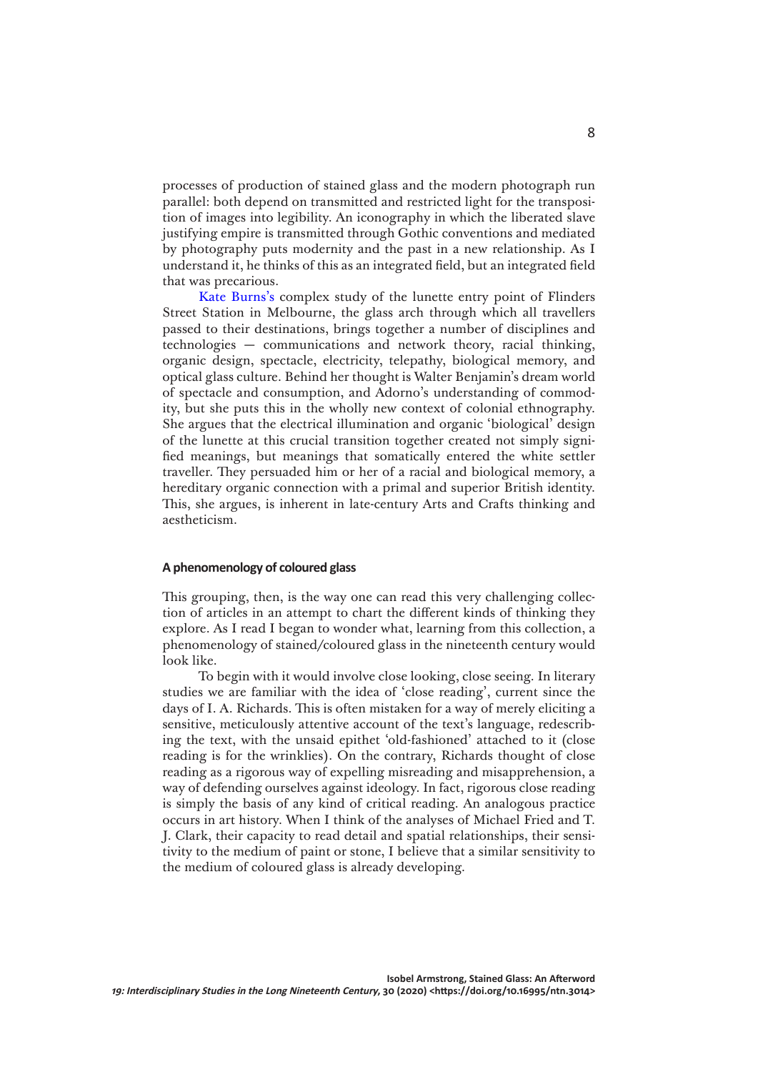processes of production of stained glass and the modern photograph run parallel: both depend on transmitted and restricted light for the transposition of images into legibility. An iconography in which the liberated slave justifying empire is transmitted through Gothic conventions and mediated by photography puts modernity and the past in a new relationship. As I understand it, he thinks of this as an integrated field, but an integrated field that was precarious.

Kate Burns's complex study of the lunette entry point of Flinders Street Station in Melbourne, the glass arch through which all travellers passed to their destinations, brings together a number of disciplines and technologies — communications and network theory, racial thinking, organic design, spectacle, electricity, telepathy, biological memory, and optical glass culture. Behind her thought is Walter Benjamin's dream world of spectacle and consumption, and Adorno's understanding of commodity, but she puts this in the wholly new context of colonial ethnography. She argues that the electrical illumination and organic 'biological' design of the lunette at this crucial transition together created not simply signified meanings, but meanings that somatically entered the white settler traveller. They persuaded him or her of a racial and biological memory, a hereditary organic connection with a primal and superior British identity. This, she argues, is inherent in late-century Arts and Crafts thinking and aestheticism.

### A phenomenology of coloured glass

This grouping, then, is the way one can read this very challenging collection of articles in an attempt to chart the different kinds of thinking they explore. As I read I began to wonder what, learning from this collection, a phenomenology of stained/coloured glass in the nineteenth century would look like.

To begin with it would involve close looking, close seeing. In literary studies we are familiar with the idea of 'close reading', current since the days of I. A. Richards. This is often mistaken for a way of merely eliciting a sensitive, meticulously attentive account of the text's language, redescribing the text, with the unsaid epithet 'old-fashioned' attached to it (close reading is for the wrinklies). On the contrary, Richards thought of close reading as a rigorous way of expelling misreading and misapprehension, a way of defending ourselves against ideology. In fact, rigorous close reading is simply the basis of any kind of critical reading. An analogous practice occurs in art history. When I think of the analyses of Michael Fried and T. J. Clark, their capacity to read detail and spatial relationships, their sensitivity to the medium of paint or stone, I believe that a similar sensitivity to the medium of coloured glass is already developing.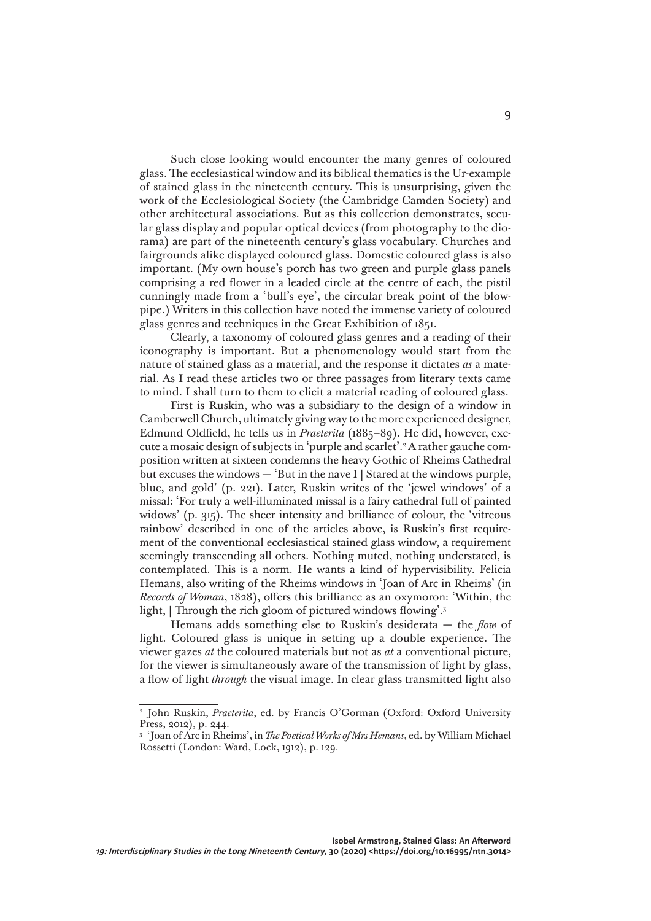Such close looking would encounter the many genres of coloured glass. The ecclesiastical window and its biblical thematics is the Ur-example of stained glass in the nineteenth century. This is unsurprising, given the work of the Ecclesiological Society (the Cambridge Camden Society) and other architectural associations. But as this collection demonstrates, secular glass display and popular optical devices (from photography to the diorama) are part of the nineteenth century's glass vocabulary. Churches and fairgrounds alike displayed coloured glass. Domestic coloured glass is also important. (My own house's porch has two green and purple glass panels comprising a red flower in a leaded circle at the centre of each, the pistil cunningly made from a 'bull's eye', the circular break point of the blowpipe.) Writers in this collection have noted the immense variety of coloured glass genres and techniques in the Great Exhibition of 1851.

Clearly, a taxonomy of coloured glass genres and a reading of their iconography is important. But a phenomenology would start from the nature of stained glass as a material, and the response it dictates *as* a material. As I read these articles two or three passages from literary texts came to mind. I shall turn to them to elicit a material reading of coloured glass.

First is Ruskin, who was a subsidiary to the design of a window in Camberwell Church, ultimately giving way to the more experienced designer, Edmund Oldfield, he tells us in *Praeterita* (1885–89). He did, however, execute a mosaic design of subjects in 'purple and scarlet'.[2] A rather gauche composition written at sixteen condemns the heavy Gothic of Rheims Cathedral but excuses the windows — 'But in the nave I | Stared at the windows purple, blue, and gold' (p. 221). Later, Ruskin writes of the 'jewel windows' of a missal: 'For truly a well-illuminated missal is a fairy cathedral full of painted widows' (p. 315). The sheer intensity and brilliance of colour, the 'vitreous rainbow' described in one of the articles above, is Ruskin's first requirement of the conventional ecclesiastical stained glass window, a requirement seemingly transcending all others. Nothing muted, nothing understated, is contemplated. This is a norm. He wants a kind of hypervisibility. Felicia Hemans, also writing of the Rheims windows in 'Joan of Arc in Rheims' (in *Records of Woman*, 1828), offers this brilliance as an oxymoron: 'Within, the light, | Through the rich gloom of pictured windows flowing'.[3]

Hemans adds something else to Ruskin's desiderata — the *flow* of light. Coloured glass is unique in setting up a double experience. The viewer gazes *at* the coloured materials but not as *at* a conventional picture, for the viewer is simultaneously aware of the transmission of light by glass, a flow of light *through* the visual image. In clear glass transmitted light also

---

[2] John Ruskin, *Praeterita*, ed. by Francis O'Gorman (Oxford: Oxford University Press, 2012), p. 244.

[3] 'Joan of Arc in Rheims', in *The Poetical Works of Mrs Hemans*, ed. by William Michael Rossetti (London: Ward, Lock, 1912), p. 129.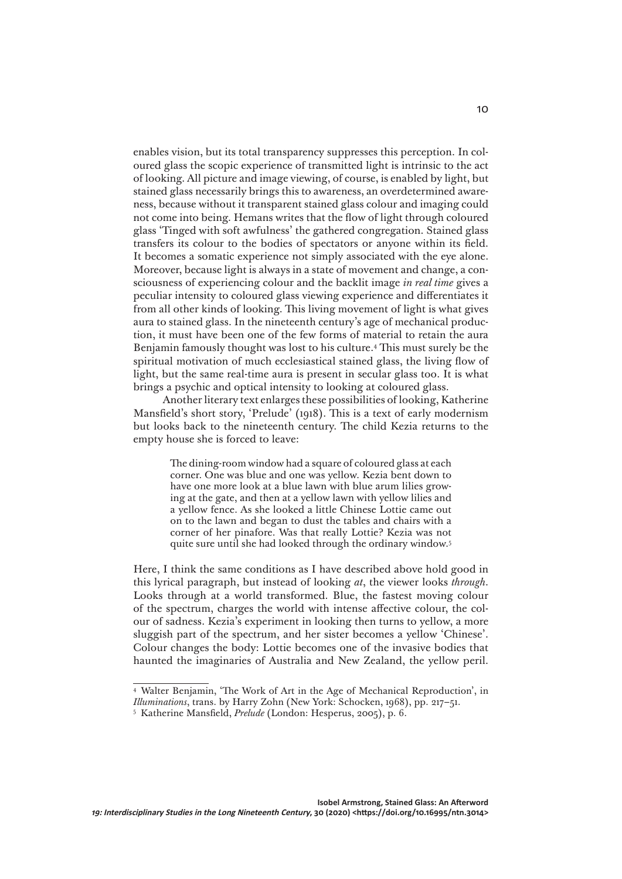enables vision, but its total transparency suppresses this perception. In coloured glass the scopic experience of transmitted light is intrinsic to the act of looking. All picture and image viewing, of course, is enabled by light, but stained glass necessarily brings this to awareness, an overdetermined awareness, because without it transparent stained glass colour and imaging could not come into being. Hemans writes that the flow of light through coloured glass 'Tinged with soft awfulness' the gathered congregation. Stained glass transfers its colour to the bodies of spectators or anyone within its field. It becomes a somatic experience not simply associated with the eye alone. Moreover, because light is always in a state of movement and change, a consciousness of experiencing colour and the backlit image *in real time* gives a peculiar intensity to coloured glass viewing experience and differentiates it from all other kinds of looking. This living movement of light is what gives aura to stained glass. In the nineteenth century's age of mechanical production, it must have been one of the few forms of material to retain the aura Benjamin famously thought was lost to his culture.[4] This must surely be the spiritual motivation of much ecclesiastical stained glass, the living flow of light, but the same real-time aura is present in secular glass too. It is what brings a psychic and optical intensity to looking at coloured glass.

Another literary text enlarges these possibilities of looking, Katherine Mansfield's short story, 'Prelude' (1918). This is a text of early modernism but looks back to the nineteenth century. The child Kezia returns to the empty house she is forced to leave:

> The dining-room window had a square of coloured glass at each corner. One was blue and one was yellow. Kezia bent down to have one more look at a blue lawn with blue arum lilies growing at the gate, and then at a yellow lawn with yellow lilies and a yellow fence. As she looked a little Chinese Lottie came out on to the lawn and began to dust the tables and chairs with a corner of her pinafore. Was that really Lottie? Kezia was not quite sure until she had looked through the ordinary window.[5]

Here, I think the same conditions as I have described above hold good in this lyrical paragraph, but instead of looking *at*, the viewer looks *through*. Looks through at a world transformed. Blue, the fastest moving colour of the spectrum, charges the world with intense affective colour, the colour of sadness. Kezia's experiment in looking then turns to yellow, a more sluggish part of the spectrum, and her sister becomes a yellow 'Chinese'. Colour changes the body: Lottie becomes one of the invasive bodies that haunted the imaginaries of Australia and New Zealand, the yellow peril.

---

[4] Walter Benjamin, 'The Work of Art in the Age of Mechanical Reproduction', in *Illuminations*, trans. by Harry Zohn (New York: Schocken, 1968), pp. 217–51.

[5] Katherine Mansfield, *Prelude* (London: Hesperus, 2005), p. 6.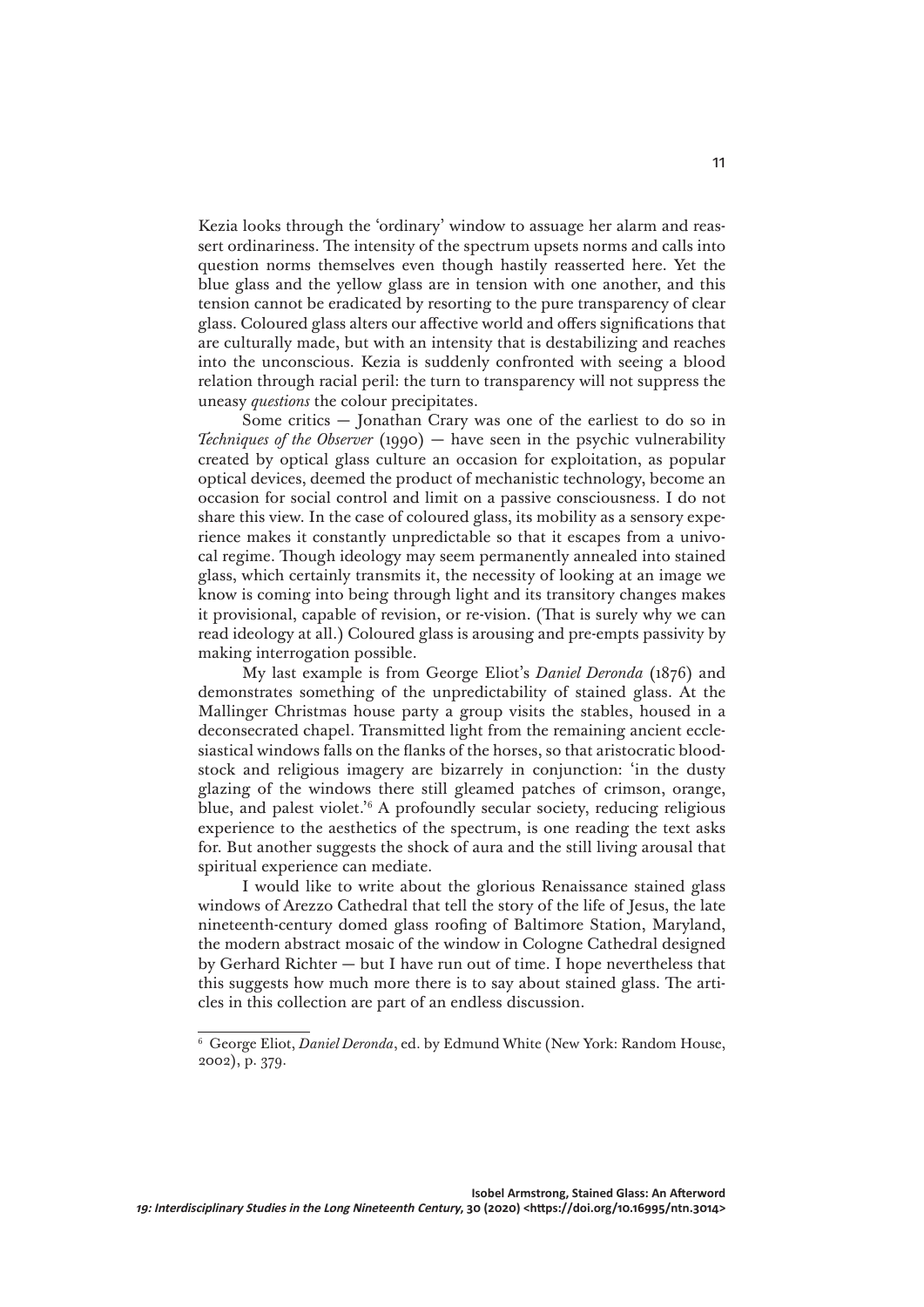Kezia looks through the 'ordinary' window to assuage her alarm and reassert ordinariness. The intensity of the spectrum upsets norms and calls into question norms themselves even though hastily reasserted here. Yet the blue glass and the yellow glass are in tension with one another, and this tension cannot be eradicated by resorting to the pure transparency of clear glass. Coloured glass alters our affective world and offers significations that are culturally made, but with an intensity that is destabilizing and reaches into the unconscious. Kezia is suddenly confronted with seeing a blood relation through racial peril: the turn to transparency will not suppress the uneasy *questions* the colour precipitates.

Some critics — Jonathan Crary was one of the earliest to do so in *Techniques of the Observer* (1990) — have seen in the psychic vulnerability created by optical glass culture an occasion for exploitation, as popular optical devices, deemed the product of mechanistic technology, become an occasion for social control and limit on a passive consciousness. I do not share this view. In the case of coloured glass, its mobility as a sensory experience makes it constantly unpredictable so that it escapes from a univocal regime. Though ideology may seem permanently annealed into stained glass, which certainly transmits it, the necessity of looking at an image we know is coming into being through light and its transitory changes makes it provisional, capable of revision, or re-vision. (That is surely why we can read ideology at all.) Coloured glass is arousing and pre-empts passivity by making interrogation possible.

My last example is from George Eliot's *Daniel Deronda* (1876) and demonstrates something of the unpredictability of stained glass. At the Mallinger Christmas house party a group visits the stables, housed in a deconsecrated chapel. Transmitted light from the remaining ancient ecclesiastical windows falls on the flanks of the horses, so that aristocratic bloodstock and religious imagery are bizarrely in conjunction: 'in the dusty glazing of the windows there still gleamed patches of crimson, orange, blue, and palest violet.'[6] A profoundly secular society, reducing religious experience to the aesthetics of the spectrum, is one reading the text asks for. But another suggests the shock of aura and the still living arousal that spiritual experience can mediate.

I would like to write about the glorious Renaissance stained glass windows of Arezzo Cathedral that tell the story of the life of Jesus, the late nineteenth-century domed glass roofing of Baltimore Station, Maryland, the modern abstract mosaic of the window in Cologne Cathedral designed by Gerhard Richter — but I have run out of time. I hope nevertheless that this suggests how much more there is to say about stained glass. The articles in this collection are part of an endless discussion.

---

[6] George Eliot, *Daniel Deronda*, ed. by Edmund White (New York: Random House, 2002), p. 379.